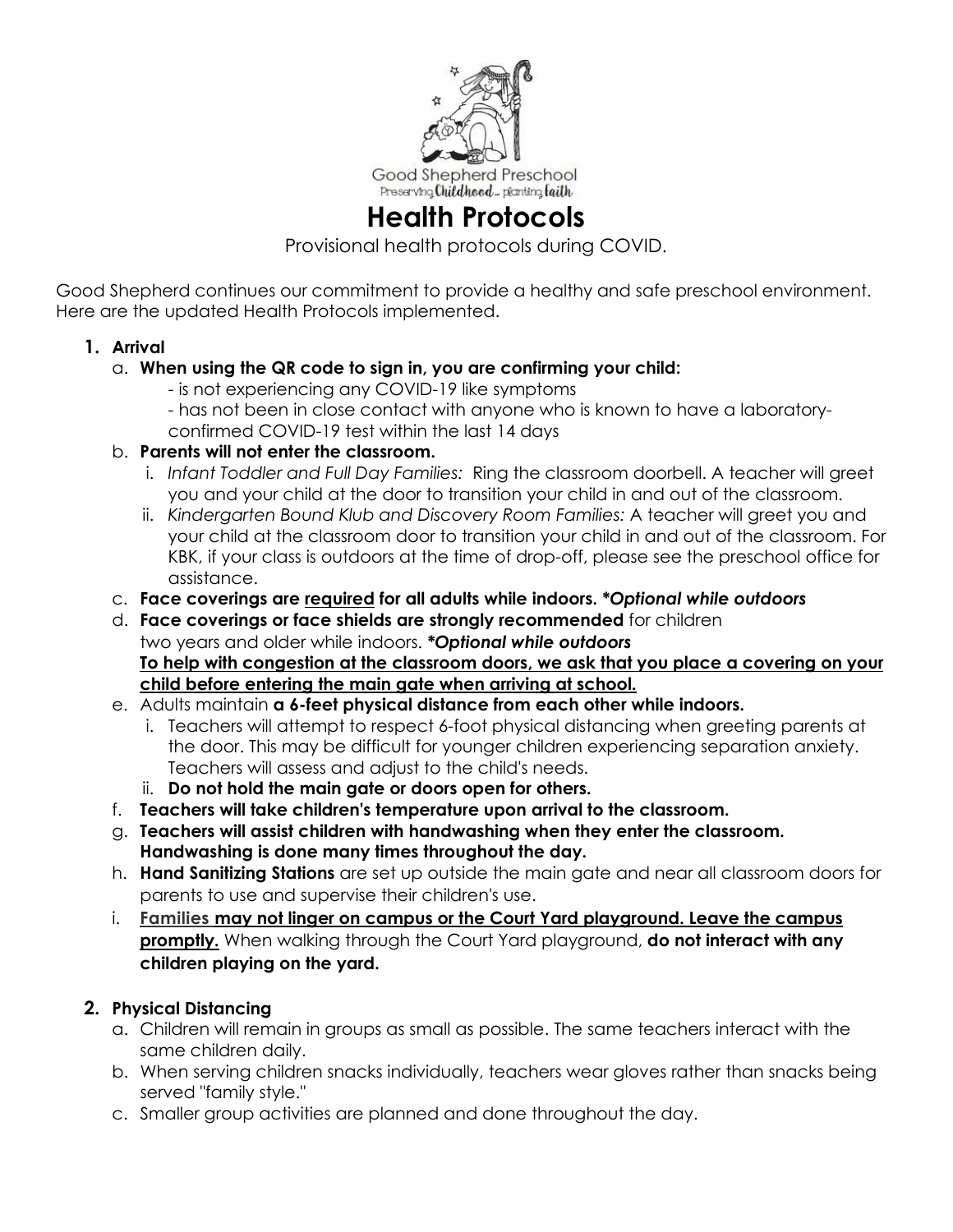Good Shepherd Preschool

Preserving Childhood... planting faith

# Health Protocols

Provisional health protocols during COVID.

Good Shepherd continues our commitment to provide a healthy and safe preschool environment. Here are the updated Health Protocols implemented.

1. **Arrival**
   a. **When using the QR code to sign in, you are confirming your child:**
      - is not experiencing any COVID-19 like symptoms
      - has not been in close contact with anyone who is known to have a laboratory-confirmed COVID-19 test within the last 14 days
   b. **Parents will not enter the classroom.**
      i. *Infant Toddler and Full Day Families:* Ring the classroom doorbell. A teacher will greet you and your child at the door to transition your child in and out of the classroom.
      ii. *Kindergarten Bound Klub and Discovery Room Families:* A teacher will greet you and your child at the classroom door to transition your child in and out of the classroom. For KBK, if your class is outdoors at the time of drop-off, please see the preschool office for assistance.
   c. **Face coverings are <u>required</u> for all adults while indoors.** ***Optional while outdoors**
   d. **Face coverings or face shields are strongly recommended** for children two years and older while indoors. ***Optional while outdoors**
      **<u>To help with congestion at the classroom doors, we ask that you place a covering on your child before entering the main gate when arriving at school.</u>**
   e. Adults maintain **a 6-feet physical distance from each other while indoors.**
      i. Teachers will attempt to respect 6-foot physical distancing when greeting parents at the door. This may be difficult for younger children experiencing separation anxiety. Teachers will assess and adjust to the child's needs.
      ii. **Do not hold the main gate or doors open for others.**
   f. **Teachers will take children's temperature upon arrival to the classroom.**
   g. **Teachers will assist children with handwashing when they enter the classroom. Handwashing is done many times throughout the day.**
   h. **Hand Sanitizing Stations** are set up outside the main gate and near all classroom doors for parents to use and supervise their children's use.
   i. **Families may not linger on campus or the Court Yard playground. <u>Leave the campus promptly.</u>** When walking through the Court Yard playground, **do not interact with any children playing on the yard.**

2. **Physical Distancing**
   a. Children will remain in groups as small as possible. The same teachers interact with the same children daily.
   b. When serving children snacks individually, teachers wear gloves rather than snacks being served "family style."
   c. Smaller group activities are planned and done throughout the day.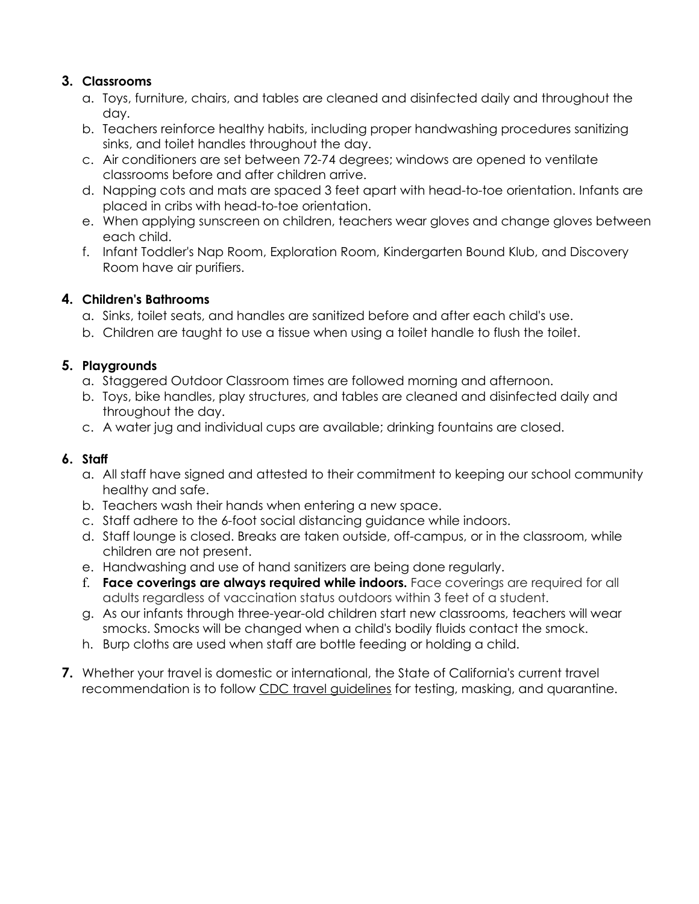3. **Classrooms**
    a. Toys, furniture, chairs, and tables are cleaned and disinfected daily and throughout the day.
    b. Teachers reinforce healthy habits, including proper handwashing procedures sanitizing sinks, and toilet handles throughout the day.
    c. Air conditioners are set between 72-74 degrees; windows are opened to ventilate classrooms before and after children arrive.
    d. Napping cots and mats are spaced 3 feet apart with head-to-toe orientation. Infants are placed in cribs with head-to-toe orientation.
    e. When applying sunscreen on children, teachers wear gloves and change gloves between each child.
    f. Infant Toddler's Nap Room, Exploration Room, Kindergarten Bound Klub, and Discovery Room have air purifiers.

4. **Children's Bathrooms**
    a. Sinks, toilet seats, and handles are sanitized before and after each child's use.
    b. Children are taught to use a tissue when using a toilet handle to flush the toilet.

5. **Playgrounds**
    a. Staggered Outdoor Classroom times are followed morning and afternoon.
    b. Toys, bike handles, play structures, and tables are cleaned and disinfected daily and throughout the day.
    c. A water jug and individual cups are available; drinking fountains are closed.

6. **Staff**
    a. All staff have signed and attested to their commitment to keeping our school community healthy and safe.
    b. Teachers wash their hands when entering a new space.
    c. Staff adhere to the 6-foot social distancing guidance while indoors.
    d. Staff lounge is closed. Breaks are taken outside, off-campus, or in the classroom, while children are not present.
    e. Handwashing and use of hand sanitizers are being done regularly.
    f. **Face coverings are always required while indoors.** Face coverings are required for all adults regardless of vaccination status outdoors within 3 feet of a student.
    g. As our infants through three-year-old children start new classrooms, teachers will wear smocks. Smocks will be changed when a child's bodily fluids contact the smock.
    h. Burp cloths are used when staff are bottle feeding or holding a child.

7. Whether your travel is domestic or international, the State of California's current travel recommendation is to follow CDC travel guidelines for testing, masking, and quarantine.